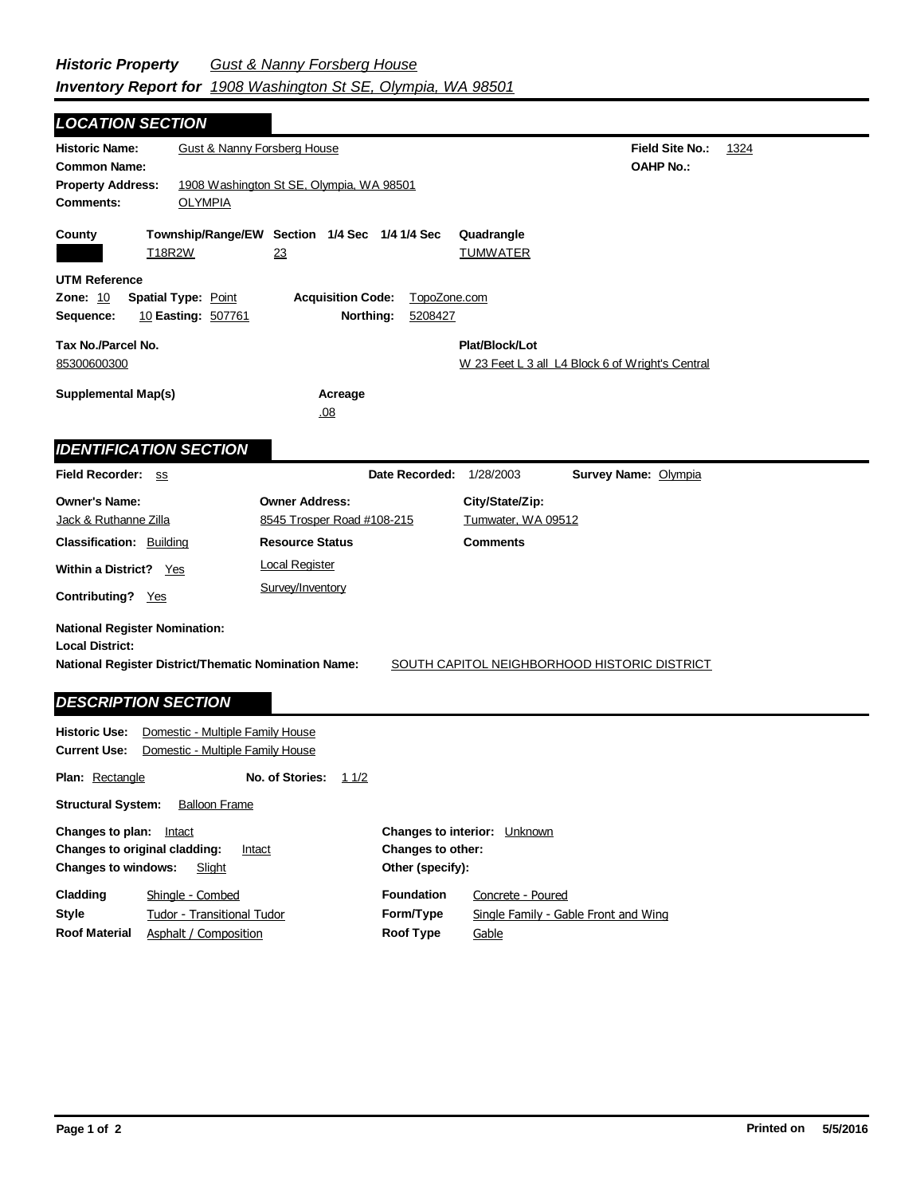# Historic Property Inventory Report for

**Gust & Nanny Forsberg House**
**1908 Washington St SE, Olympia, WA 98501**

## LOCATION SECTION

**Historic Name:** Gust & Nanny Forsberg House

**Field Site No.:** 1324

**Common Name:**

**OAHP No.:**

**Property Address:** 1908 Washington St SE, Olympia, WA 98501

**Comments:** OLYMPIA

| County | Township/Range/EW | Section | 1/4 Sec | 1/4 1/4 Sec | Quadrangle |
|---|---|---|---|---|---|
| | T18R2W | 23 | | | TUMWATER |

**UTM Reference**

**Zone:** 10 **Spatial Type:** Point **Acquisition Code:** TopoZone.com

**Sequence:** 10 **Easting:** 507761 **Northing:** 5208427

**Tax No./Parcel No.:** 85300600300

**Plat/Block/Lot:** W 23 Feet L 3 all L4 Block 6 of Wright's Central

**Supplemental Map(s):**

**Acreage:** .08

## IDENTIFICATION SECTION

**Field Recorder:** ss **Date Recorded:** 1/28/2003 **Survey Name:** Olympia

| Owner's Name: | Owner Address: | City/State/Zip: |
|---|---|---|
| Jack & Ruthanne Zilla | 8545 Trosper Road #108-215 | Tumwater, WA 09512 |

**Classification:** Building

**Resource Status:** Local Register; Survey/Inventory

**Comments:**

**Within a District?** Yes

**Contributing?** Yes

**National Register Nomination:**

**Local District:**

**National Register District/Thematic Nomination Name:** SOUTH CAPITOL NEIGHBORHOOD HISTORIC DISTRICT

## DESCRIPTION SECTION

**Historic Use:** Domestic - Multiple Family House

**Current Use:** Domestic - Multiple Family House

**Plan:** Rectangle **No. of Stories:** 1 1/2

**Structural System:** Balloon Frame

**Changes to plan:** Intact

**Changes to original cladding:** Intact

**Changes to windows:** Slight

**Changes to interior:** Unknown

**Changes to other:**

**Other (specify):**

**Cladding:** Shingle - Combed

**Style:** Tudor - Transitional Tudor

**Roof Material:** Asphalt / Composition

**Foundation:** Concrete - Poured

**Form/Type:** Single Family - Gable Front and Wing

**Roof Type:** Gable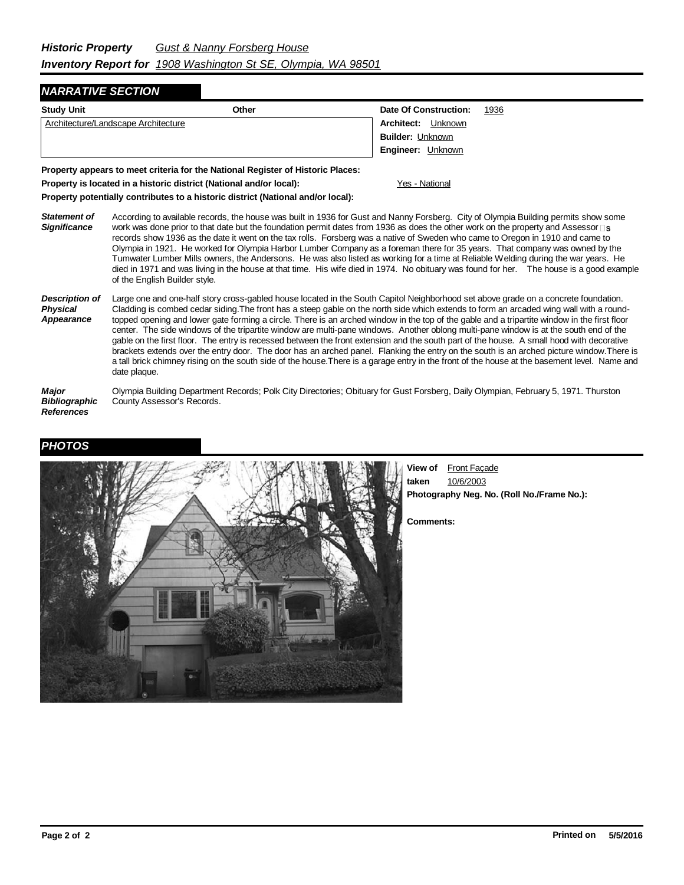# Historic Property Inventory Report for

*Gust & Nanny Forsberg House*

*1908 Washington St SE, Olympia, WA 98501*

## NARRATIVE SECTION

| Study Unit | Other | |
|---|---|---|
| Architecture/Landscape Architecture | | **Date Of Construction:** 1936 |
| | | **Architect:** Unknown |
| | | **Builder:** Unknown |
| | | **Engineer:** Unknown |

**Property appears to meet criteria for the National Register of Historic Places:**

**Property is located in a historic district (National and/or local):** Yes - National

**Property potentially contributes to a historic district (National and/or local):**

***Statement of Significance***

According to available records, the house was built in 1936 for Gust and Nanny Forsberg. City of Olympia Building permits show some work was done prior to that date but the foundation permit dates from 1936 as does the other work on the property and Assessor's records show 1936 as the date it went on the tax rolls. Forsberg was a native of Sweden who came to Oregon in 1910 and came to Olympia in 1921. He worked for Olympia Harbor Lumber Company as a foreman there for 35 years. That company was owned by the Tumwater Lumber Mills owners, the Andersons. He was also listed as working for a time at Reliable Welding during the war years. He died in 1971 and was living in the house at that time. His wife died in 1974. No obituary was found for her. The house is a good example of the English Builder style.

***Description of Physical Appearance***

Large one and one-half story cross-gabled house located in the South Capitol Neighborhood set above grade on a concrete foundation. Cladding is combed cedar siding.The front has a steep gable on the north side which extends to form an arcaded wing wall with a round-topped opening and lower gate forming a circle. There is an arched window in the top of the gable and a tripartite window in the first floor center. The side windows of the tripartite window are multi-pane windows. Another oblong multi-pane window is at the south end of the gable on the first floor. The entry is recessed between the front extension and the south part of the house. A small hood with decorative brackets extends over the entry door. The door has an arched panel. Flanking the entry on the south is an arched picture window.There is a tall brick chimney rising on the south side of the house.There is a garage entry in the front of the house at the basement level. Name and date plaque.

***Major Bibliographic References***

Olympia Building Department Records; Polk City Directories; Obituary for Gust Forsberg, Daily Olympian, February 5, 1971. Thurston County Assessor's Records.

## PHOTOS

**View of** Front Façade

**taken** 10/6/2003

**Photography Neg. No. (Roll No./Frame No.):**

**Comments:**

**Printed on** 5/5/2016